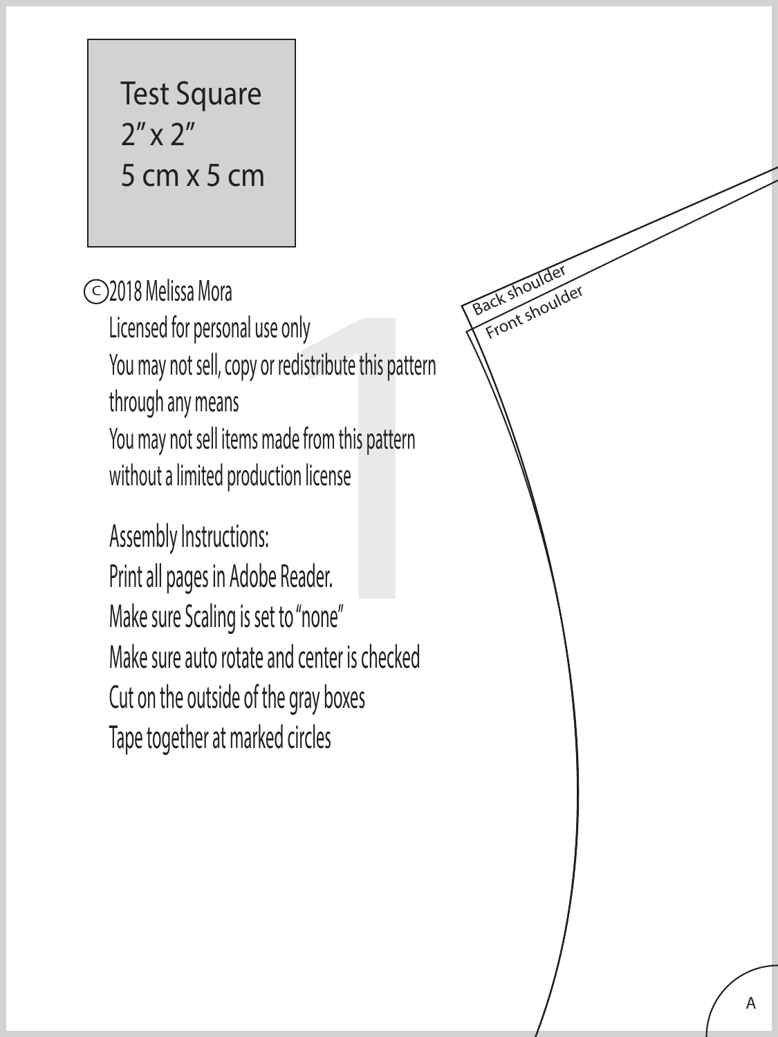Test Square
2" x 2"
5 cm x 5 cm

©2018 Melissa Mora

Licensed for personal use only

You may not sell, copy or redistribute this pattern through any means

You may not sell items made from this pattern without a limited production license

Assembly Instructions:

Print all pages in Adobe Reader.

Make sure Scaling is set to "none"

Make sure auto rotate and center is checked

Cut on the outside of the gray boxes

Tape together at marked circles

Back shoulder

Front shoulder

A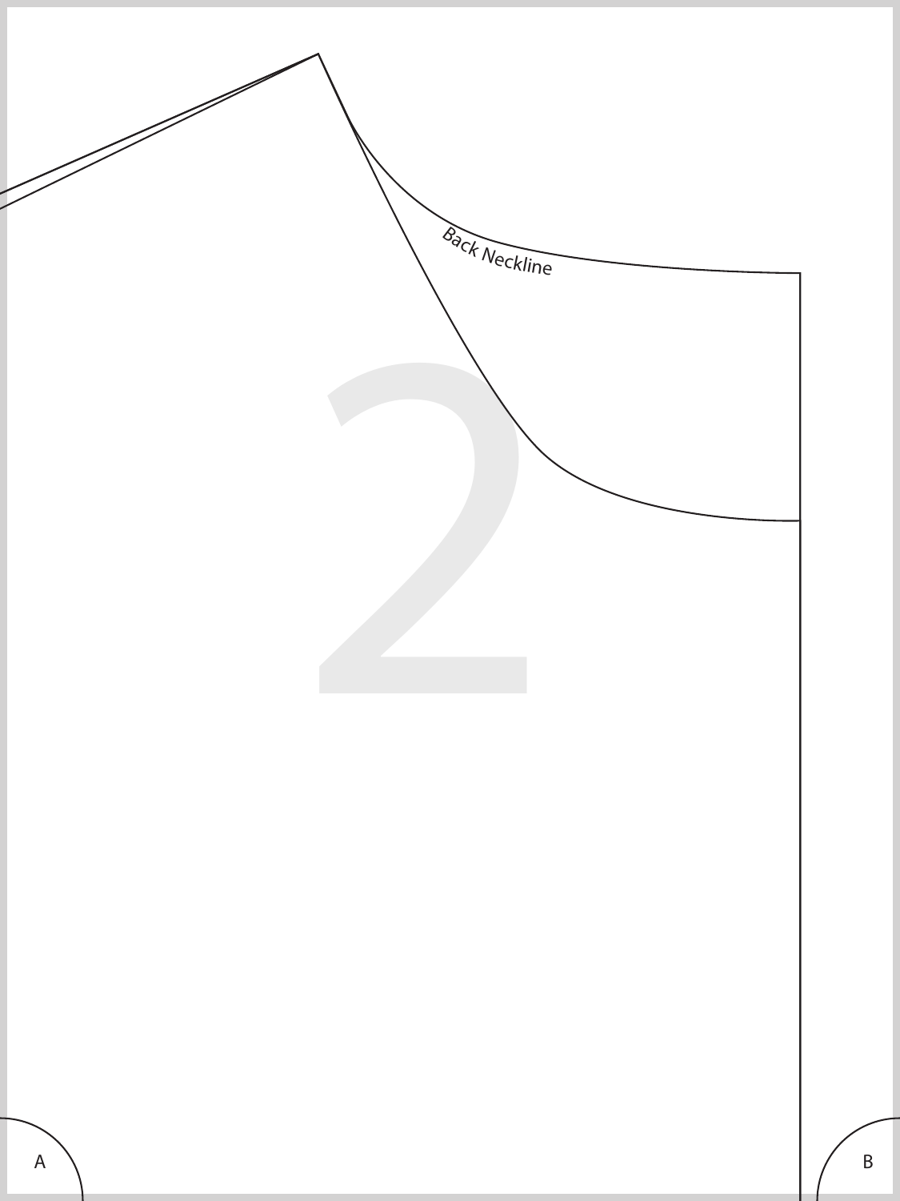Back Neckline

2

A

B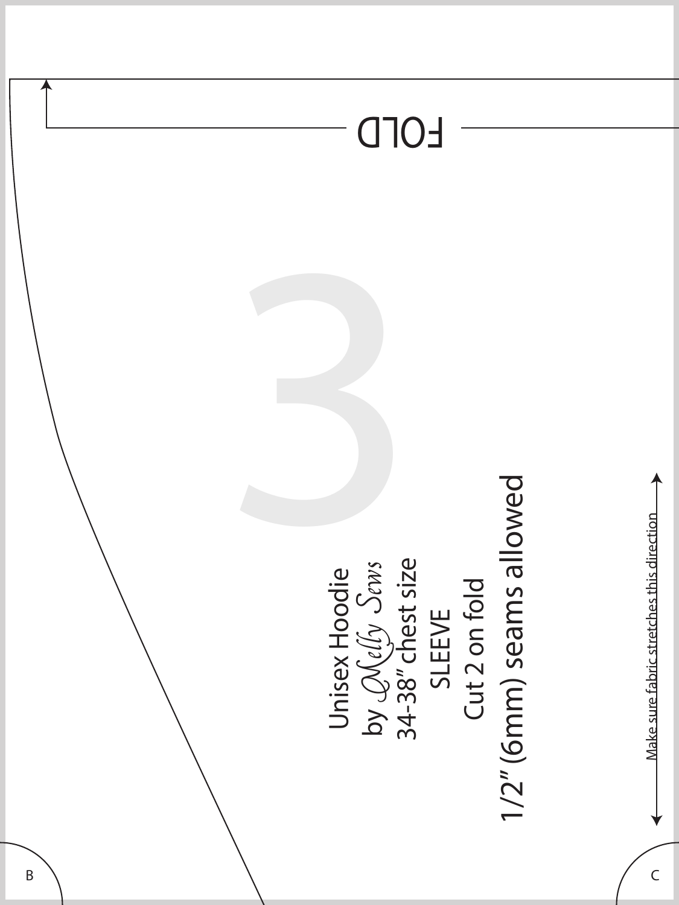FOLD

3

Unisex Hoodie

by Melly Sews

34-38" chest size

SLEEVE

Cut 2 on fold

1/2" (6mm) seams allowed

Make sure fabric stretches this direction

B

C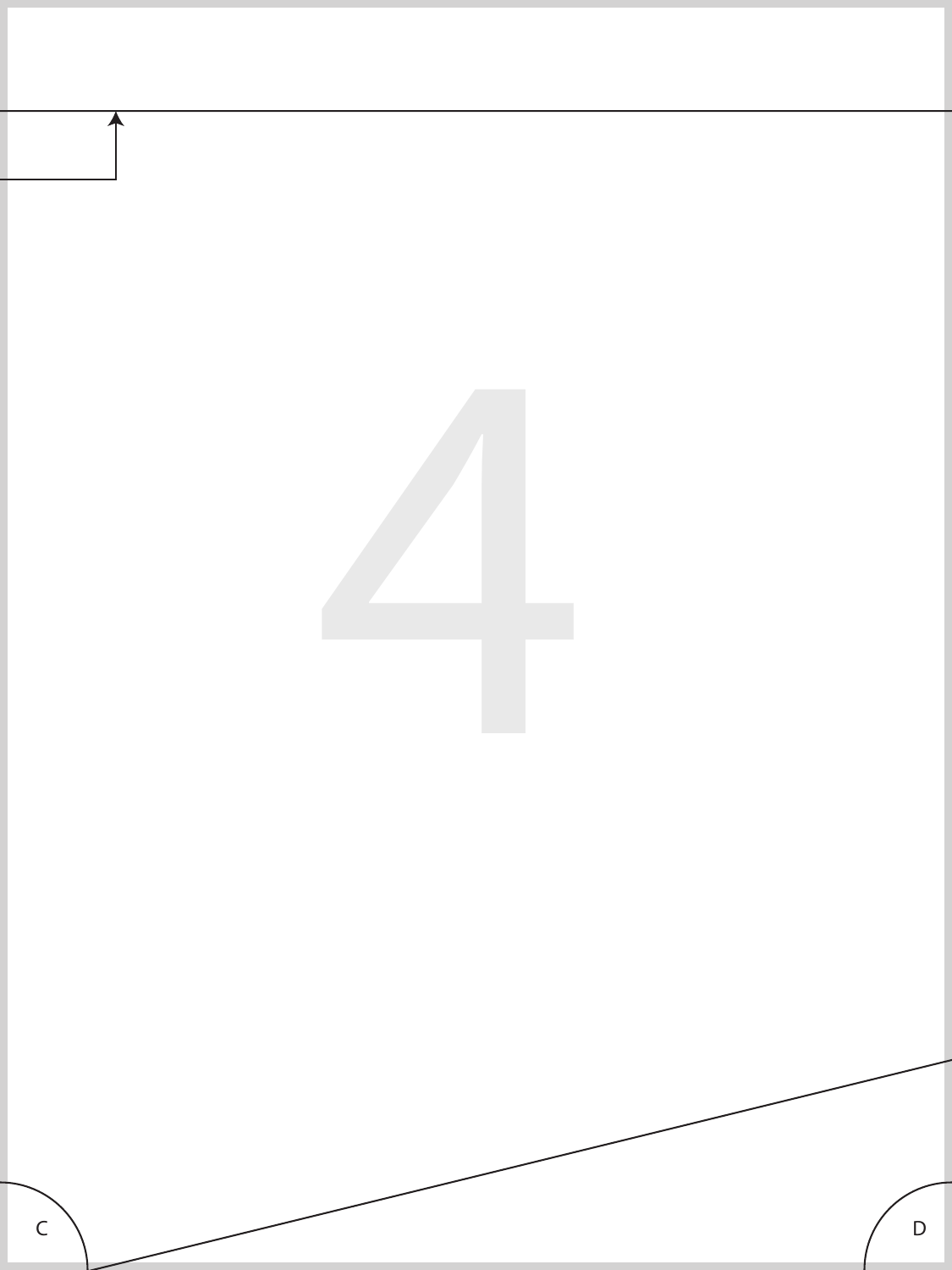C

D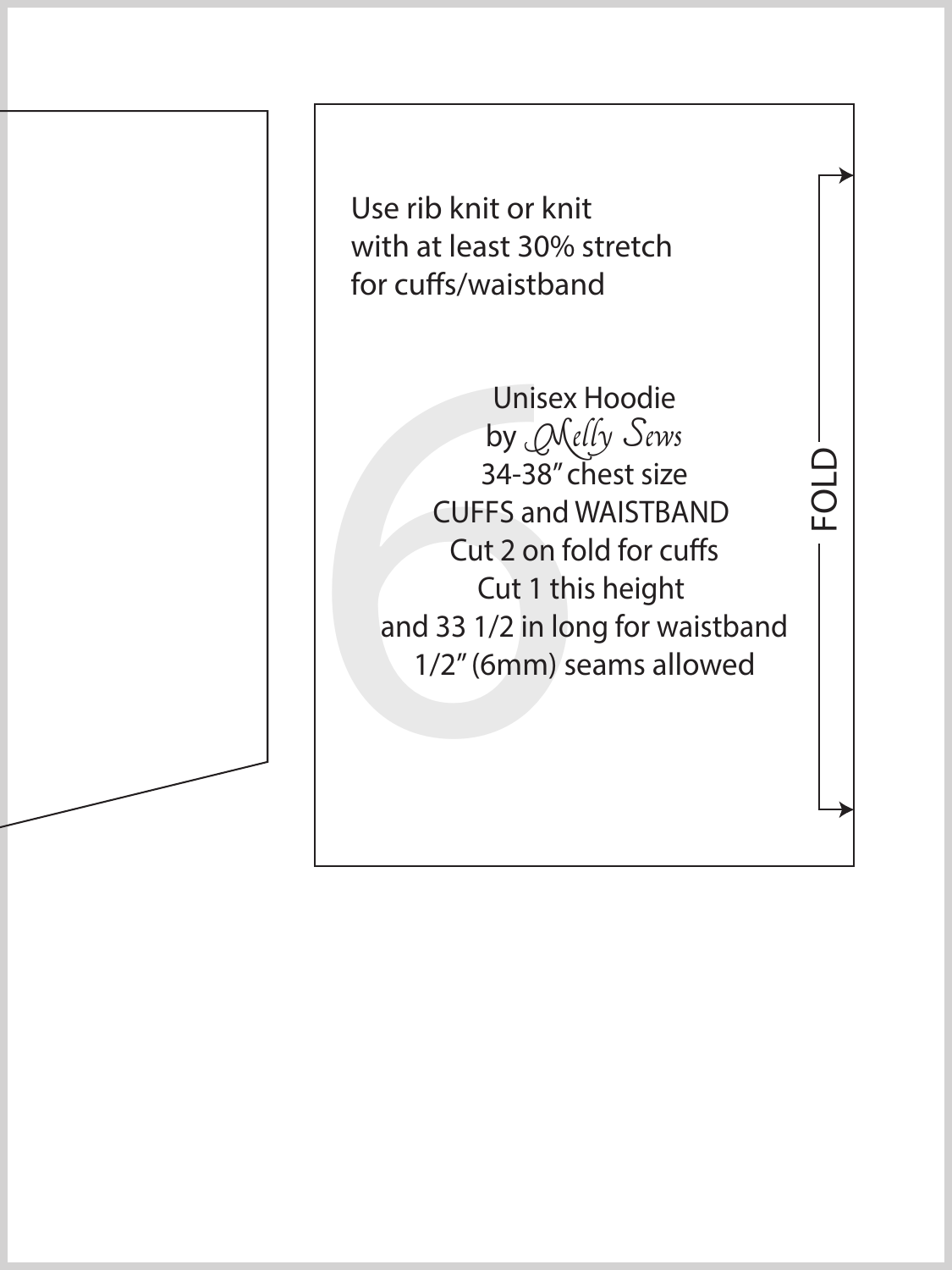Use rib knit or knit
with at least 30% stretch
for cuffs/waistband

Unisex Hoodie
by Melly Sews
34-38" chest size
CUFFS and WAISTBAND
Cut 2 on fold for cuffs
Cut 1 this height
and 33 1/2 in long for waistband
1/2" (6mm) seams allowed

FOLD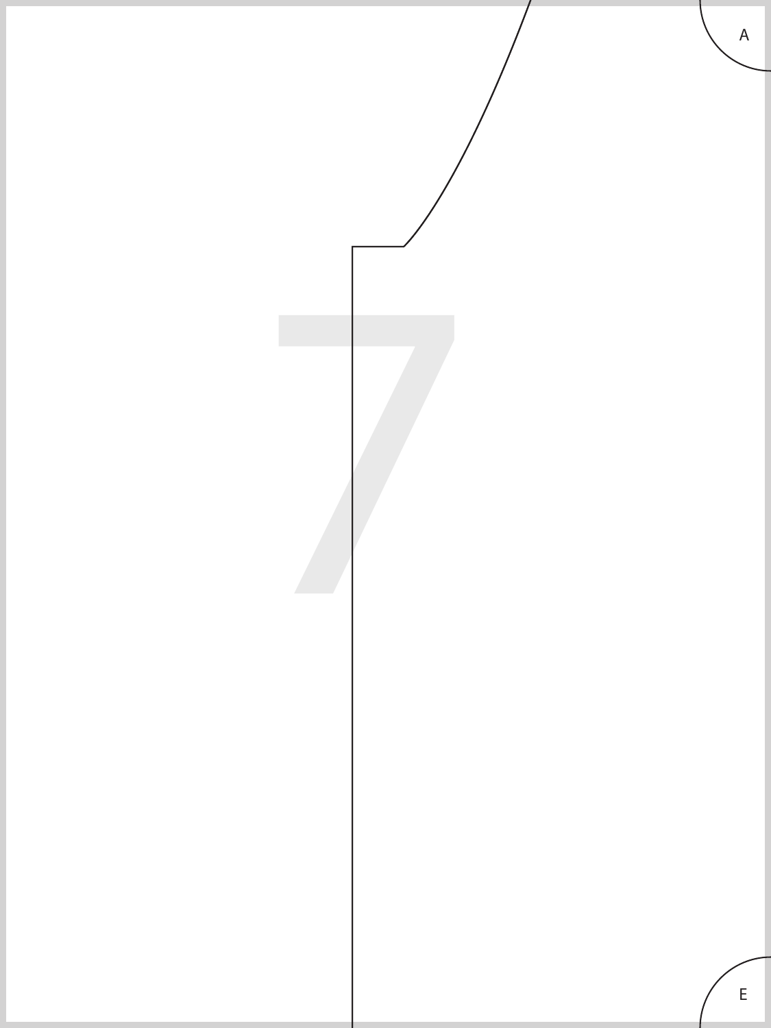A

E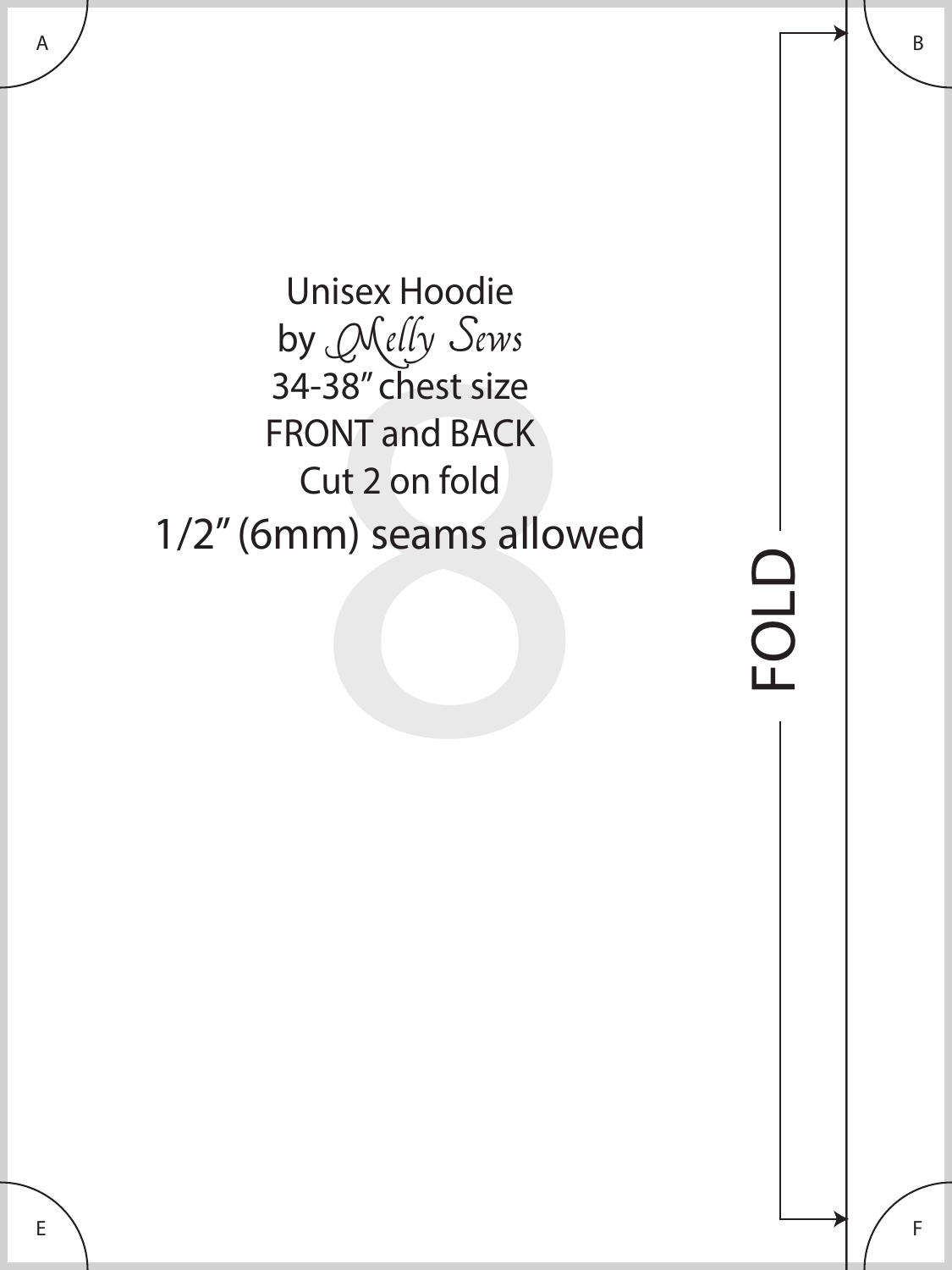A

B

Unisex Hoodie
by Melly Sews
34-38" chest size
FRONT and BACK
Cut 2 on fold
1/2" (6mm) seams allowed

FOLD

E

F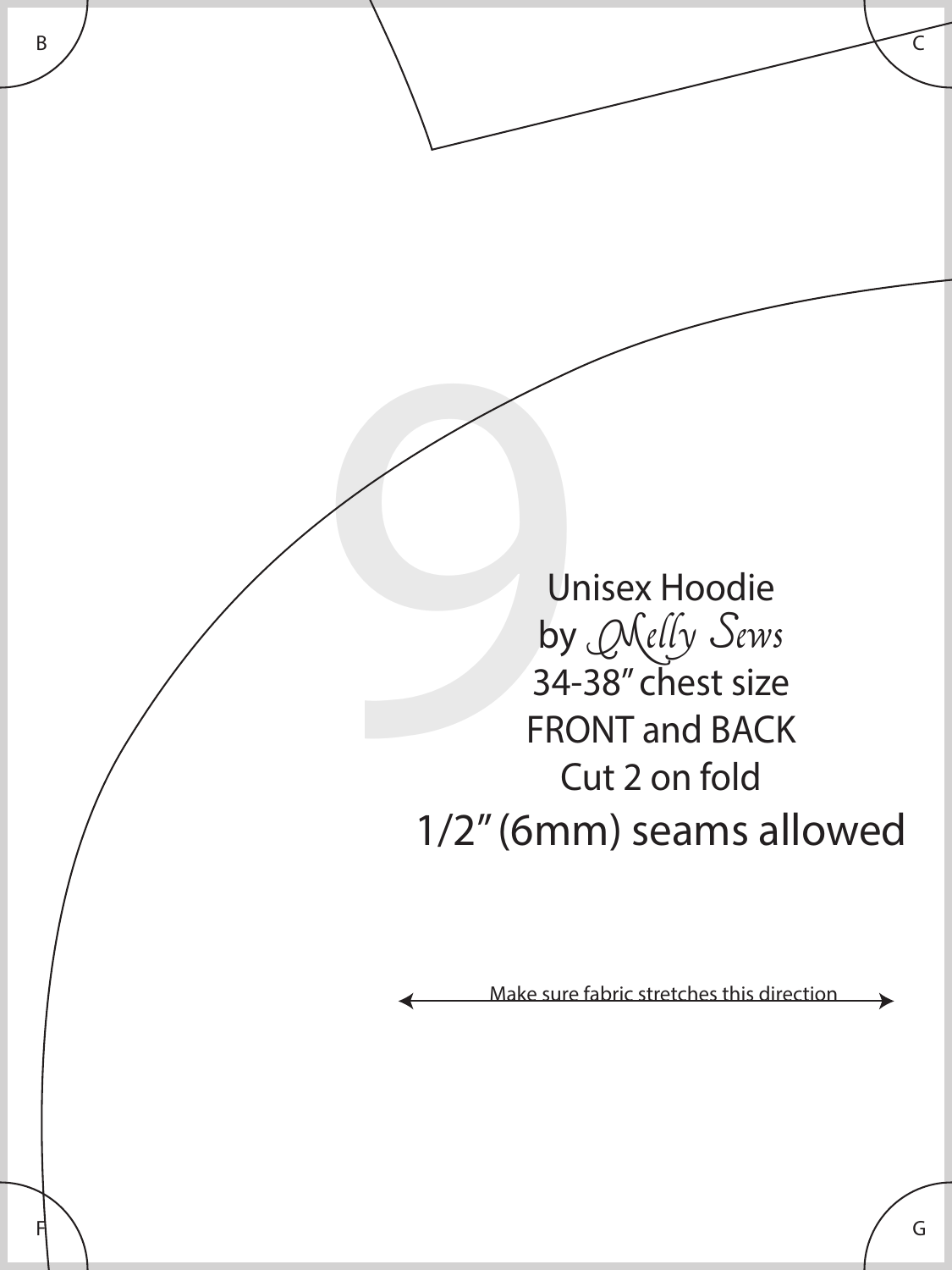B

C

9

Unisex Hoodie
by Melly Sews
34-38" chest size
FRONT and BACK
Cut 2 on fold
1/2" (6mm) seams allowed

Make sure fabric stretches this direction

F

G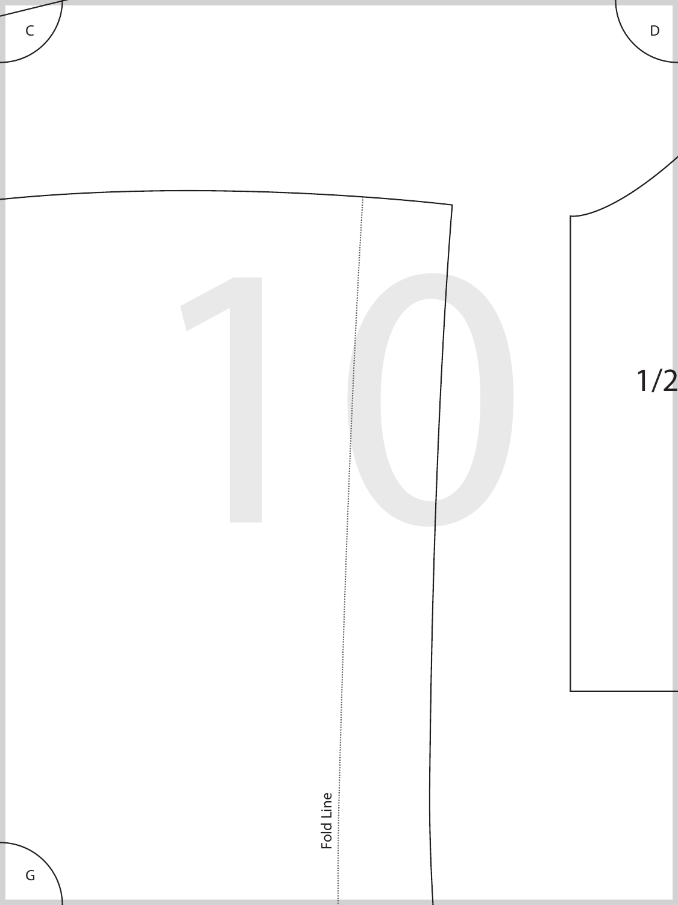C

D

1/2

Fold Line

G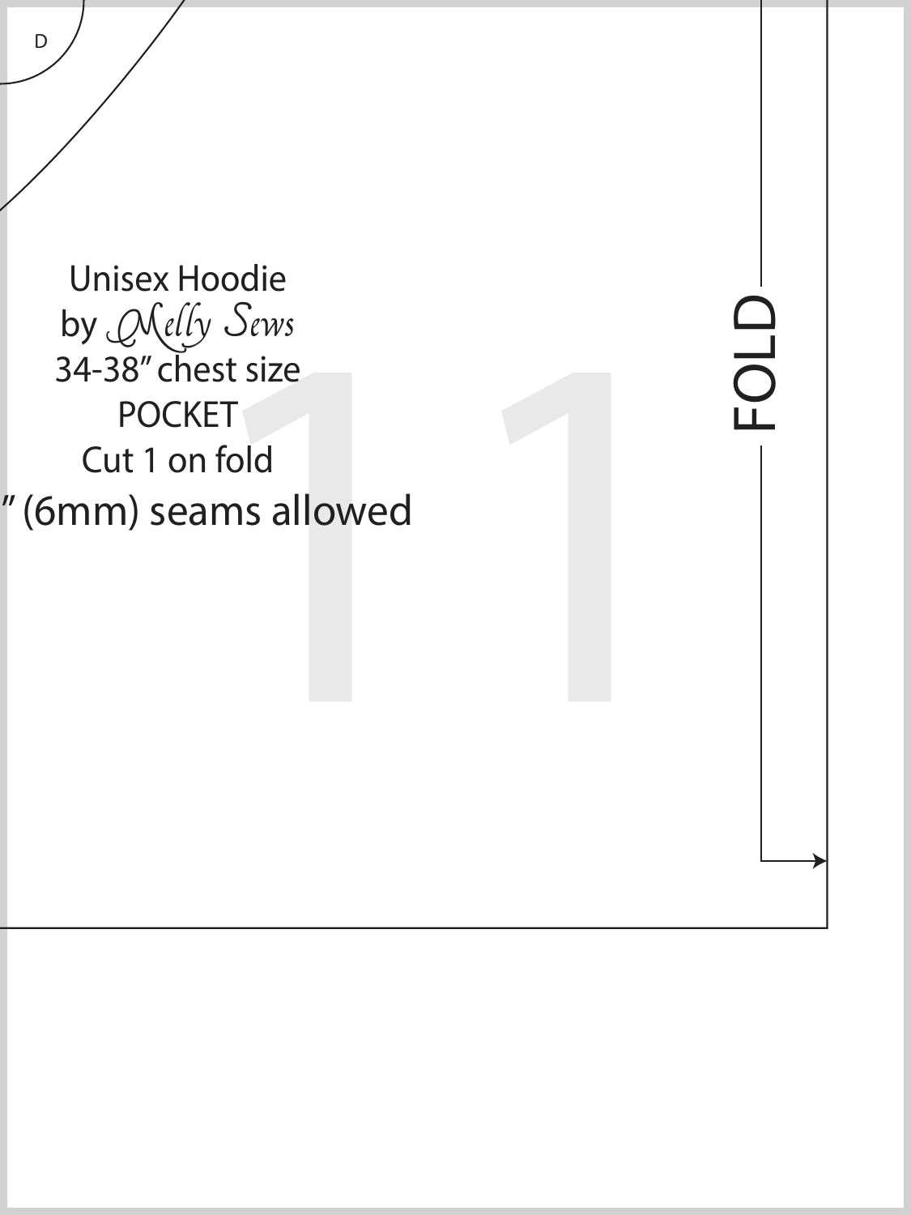D

Unisex Hoodie
by Melly Sews
34-38″ chest size
POCKET
Cut 1 on fold
″ (6mm) seams allowed

FOLD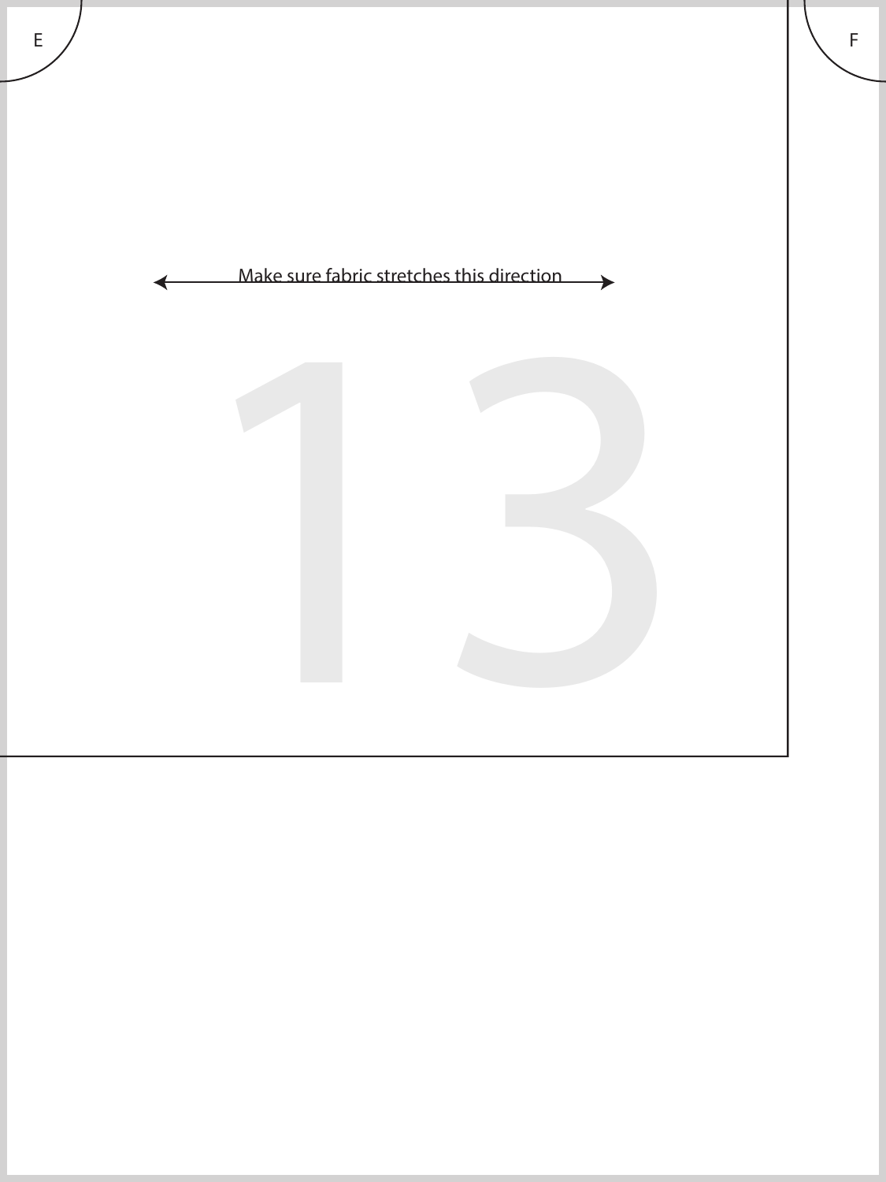E

F

Make sure fabric stretches this direction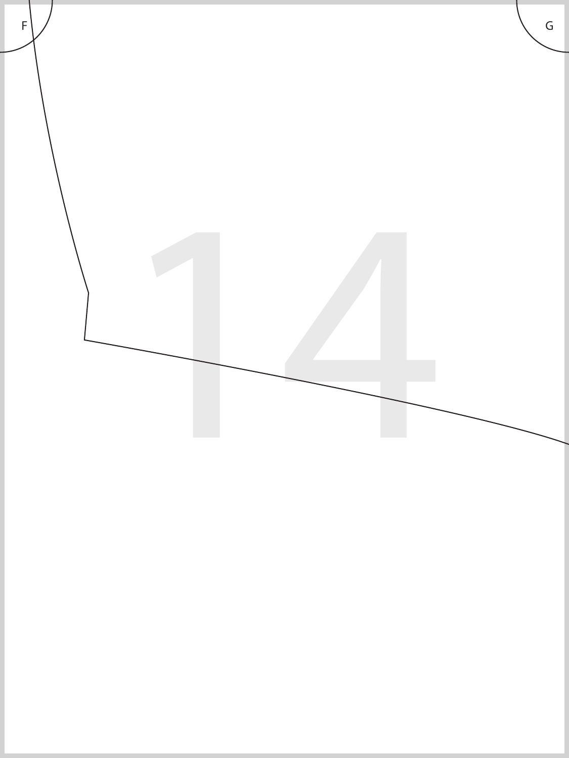F

G

14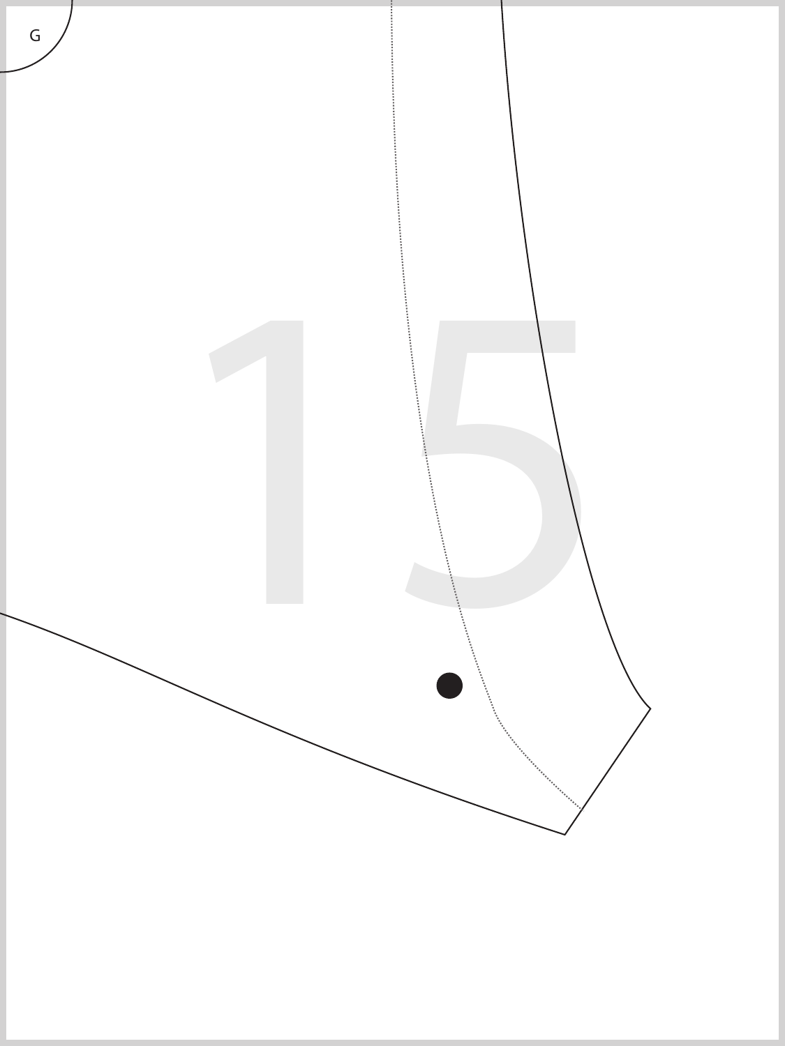G

15